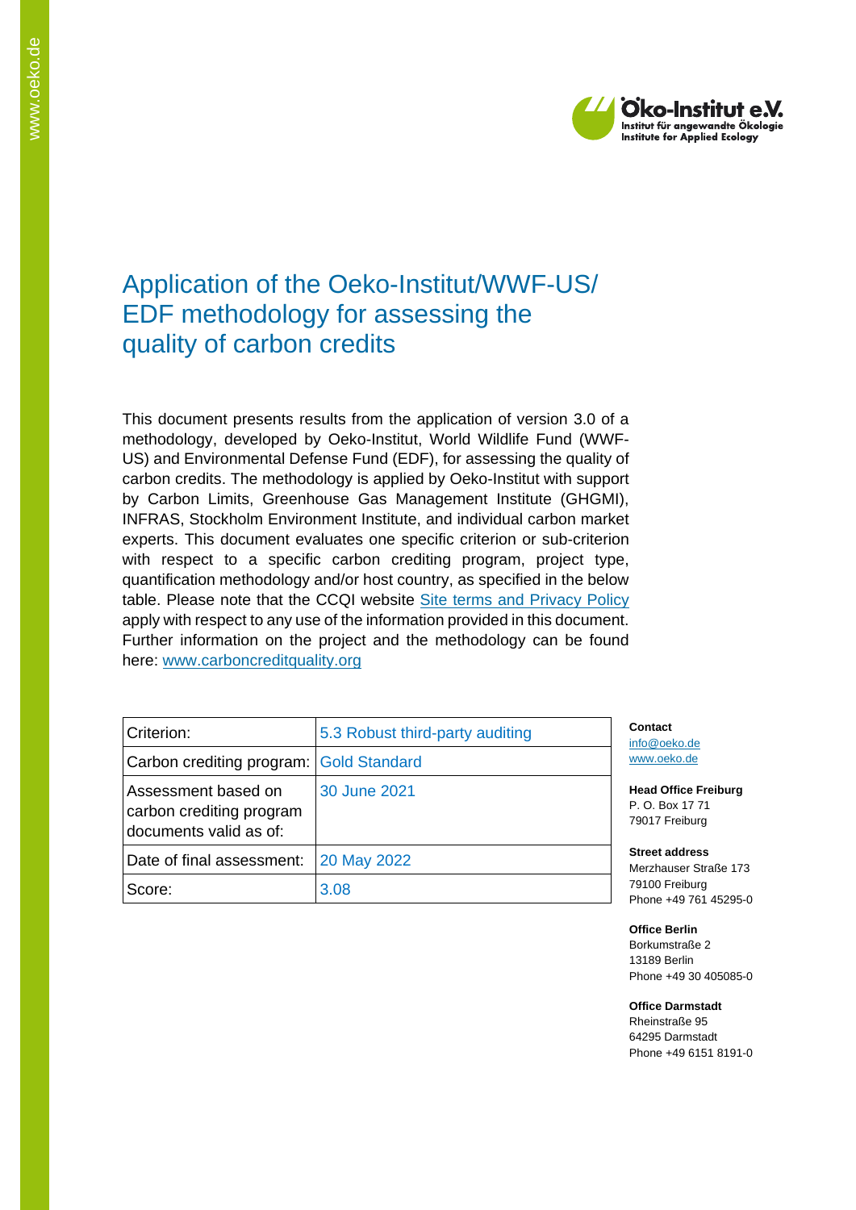Öko-Institut e.V.
Institut für angewandte Ökologie
Institute for Applied Ecology

# Application of the Oeko-Institut/WWF-US/ EDF methodology for assessing the quality of carbon credits

This document presents results from the application of version 3.0 of a methodology, developed by Oeko-Institut, World Wildlife Fund (WWF-US) and Environmental Defense Fund (EDF), for assessing the quality of carbon credits. The methodology is applied by Oeko-Institut with support by Carbon Limits, Greenhouse Gas Management Institute (GHGMI), INFRAS, Stockholm Environment Institute, and individual carbon market experts. This document evaluates one specific criterion or sub-criterion with respect to a specific carbon crediting program, project type, quantification methodology and/or host country, as specified in the below table. Please note that the CCQI website [Site terms and Privacy Policy](#) apply with respect to any use of the information provided in this document. Further information on the project and the methodology can be found here: [www.carboncreditquality.org](http://www.carboncreditquality.org)

| Criterion: | 5.3 Robust third-party auditing |
|---|---|
| Carbon crediting program: | Gold Standard |
| Assessment based on carbon crediting program documents valid as of: | 30 June 2021 |
| Date of final assessment: | 20 May 2022 |
| Score: | 3.08 |

**Contact**
[info@oeko.de](mailto:info@oeko.de)
[www.oeko.de](http://www.oeko.de)

**Head Office Freiburg**
P. O. Box 17 71
79017 Freiburg

**Street address**
Merzhauser Straße 173
79100 Freiburg
Phone +49 761 45295-0

**Office Berlin**
Borkumstraße 2
13189 Berlin
Phone +49 30 405085-0

**Office Darmstadt**
Rheinstraße 95
64295 Darmstadt
Phone +49 6151 8191-0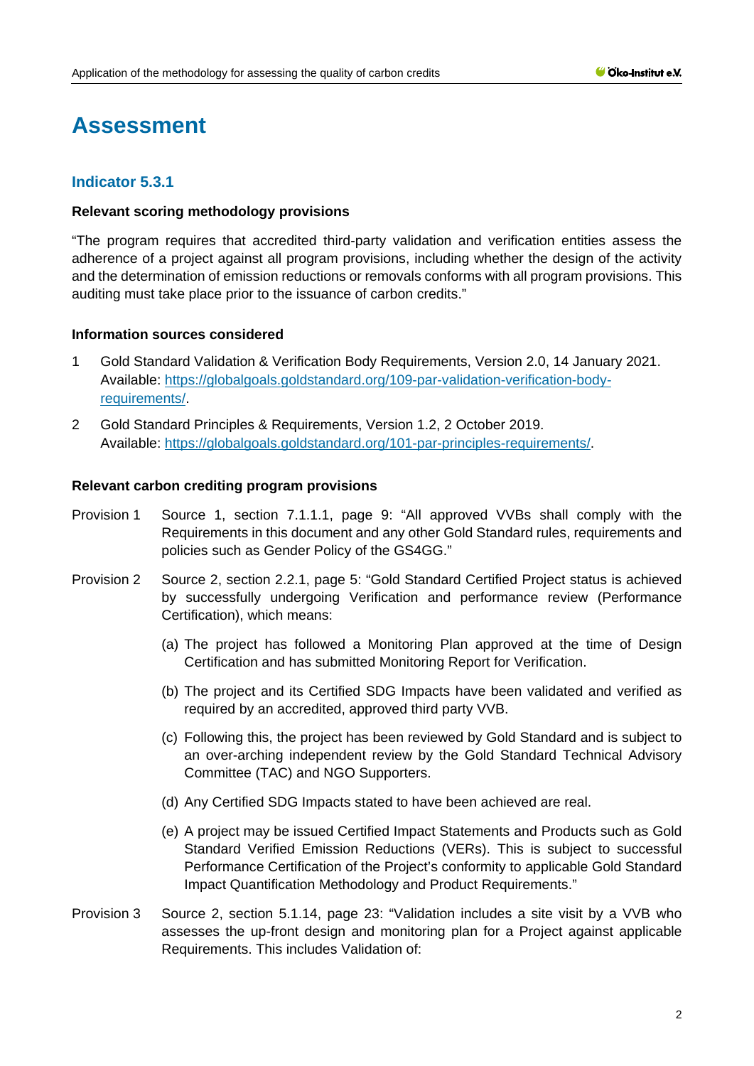# Assessment

## Indicator 5.3.1

**Relevant scoring methodology provisions**

"The program requires that accredited third-party validation and verification entities assess the adherence of a project against all program provisions, including whether the design of the activity and the determination of emission reductions or removals conforms with all program provisions. This auditing must take place prior to the issuance of carbon credits."

**Information sources considered**

1. Gold Standard Validation & Verification Body Requirements, Version 2.0, 14 January 2021. Available: [https://globalgoals.goldstandard.org/109-par-validation-verification-body-requirements/](https://globalgoals.goldstandard.org/109-par-validation-verification-body-requirements/).
2. Gold Standard Principles & Requirements, Version 1.2, 2 October 2019. Available: [https://globalgoals.goldstandard.org/101-par-principles-requirements/](https://globalgoals.goldstandard.org/101-par-principles-requirements/).

**Relevant carbon crediting program provisions**

Provision 1 Source 1, section 7.1.1.1, page 9: "All approved VVBs shall comply with the Requirements in this document and any other Gold Standard rules, requirements and policies such as Gender Policy of the GS4GG."

Provision 2 Source 2, section 2.2.1, page 5: "Gold Standard Certified Project status is achieved by successfully undergoing Verification and performance review (Performance Certification), which means:

(a) The project has followed a Monitoring Plan approved at the time of Design Certification and has submitted Monitoring Report for Verification.

(b) The project and its Certified SDG Impacts have been validated and verified as required by an accredited, approved third party VVB.

(c) Following this, the project has been reviewed by Gold Standard and is subject to an over-arching independent review by the Gold Standard Technical Advisory Committee (TAC) and NGO Supporters.

(d) Any Certified SDG Impacts stated to have been achieved are real.

(e) A project may be issued Certified Impact Statements and Products such as Gold Standard Verified Emission Reductions (VERs). This is subject to successful Performance Certification of the Project's conformity to applicable Gold Standard Impact Quantification Methodology and Product Requirements."

Provision 3 Source 2, section 5.1.14, page 23: "Validation includes a site visit by a VVB who assesses the up-front design and monitoring plan for a Project against applicable Requirements. This includes Validation of: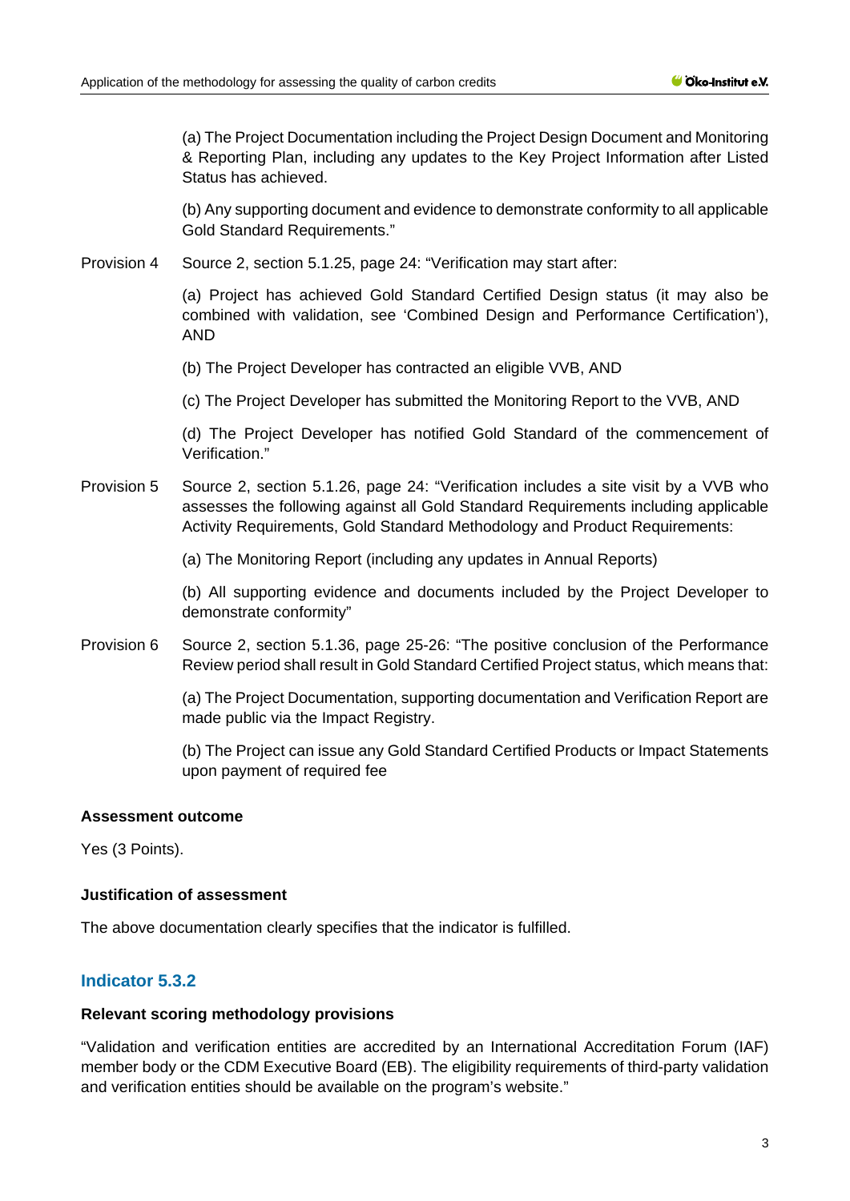(a) The Project Documentation including the Project Design Document and Monitoring & Reporting Plan, including any updates to the Key Project Information after Listed Status has achieved.

(b) Any supporting document and evidence to demonstrate conformity to all applicable Gold Standard Requirements."

Provision 4 Source 2, section 5.1.25, page 24: "Verification may start after:

(a) Project has achieved Gold Standard Certified Design status (it may also be combined with validation, see 'Combined Design and Performance Certification'), AND

(b) The Project Developer has contracted an eligible VVB, AND

(c) The Project Developer has submitted the Monitoring Report to the VVB, AND

(d) The Project Developer has notified Gold Standard of the commencement of Verification."

Provision 5 Source 2, section 5.1.26, page 24: "Verification includes a site visit by a VVB who assesses the following against all Gold Standard Requirements including applicable Activity Requirements, Gold Standard Methodology and Product Requirements:

(a) The Monitoring Report (including any updates in Annual Reports)

(b) All supporting evidence and documents included by the Project Developer to demonstrate conformity"

Provision 6 Source 2, section 5.1.36, page 25-26: "The positive conclusion of the Performance Review period shall result in Gold Standard Certified Project status, which means that:

(a) The Project Documentation, supporting documentation and Verification Report are made public via the Impact Registry.

(b) The Project can issue any Gold Standard Certified Products or Impact Statements upon payment of required fee

**Assessment outcome**

Yes (3 Points).

**Justification of assessment**

The above documentation clearly specifies that the indicator is fulfilled.

## Indicator 5.3.2

**Relevant scoring methodology provisions**

"Validation and verification entities are accredited by an International Accreditation Forum (IAF) member body or the CDM Executive Board (EB). The eligibility requirements of third-party validation and verification entities should be available on the program's website."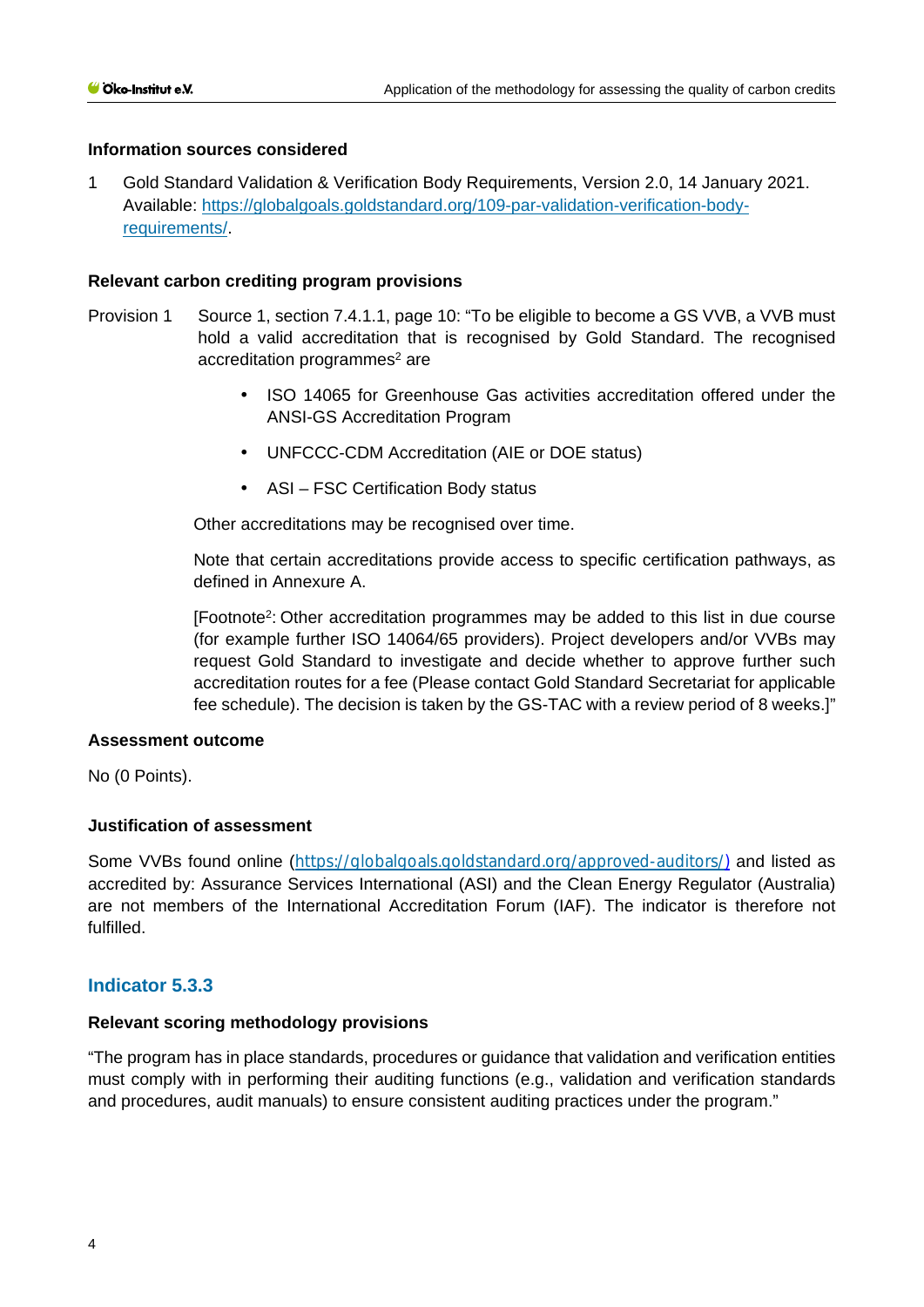### Information sources considered

1 Gold Standard Validation & Verification Body Requirements, Version 2.0, 14 January 2021. Available: https://globalgoals.goldstandard.org/109-par-validation-verification-body-requirements/.

### Relevant carbon crediting program provisions

Provision 1 Source 1, section 7.4.1.1, page 10: "To be eligible to become a GS VVB, a VVB must hold a valid accreditation that is recognised by Gold Standard. The recognised accreditation programmes[2] are

- ISO 14065 for Greenhouse Gas activities accreditation offered under the ANSI-GS Accreditation Program
- UNFCCC-CDM Accreditation (AIE or DOE status)
- ASI – FSC Certification Body status

Other accreditations may be recognised over time.

Note that certain accreditations provide access to specific certification pathways, as defined in Annexure A.

[Footnote[2]: Other accreditation programmes may be added to this list in due course (for example further ISO 14064/65 providers). Project developers and/or VVBs may request Gold Standard to investigate and decide whether to approve further such accreditation routes for a fee (Please contact Gold Standard Secretariat for applicable fee schedule). The decision is taken by the GS-TAC with a review period of 8 weeks.]"

### Assessment outcome

No (0 Points).

### Justification of assessment

Some VVBs found online (https://globalgoals.goldstandard.org/approved-auditors/) and listed as accredited by: Assurance Services International (ASI) and the Clean Energy Regulator (Australia) are not members of the International Accreditation Forum (IAF). The indicator is therefore not fulfilled.

## Indicator 5.3.3

### Relevant scoring methodology provisions

"The program has in place standards, procedures or guidance that validation and verification entities must comply with in performing their auditing functions (e.g., validation and verification standards and procedures, audit manuals) to ensure consistent auditing practices under the program."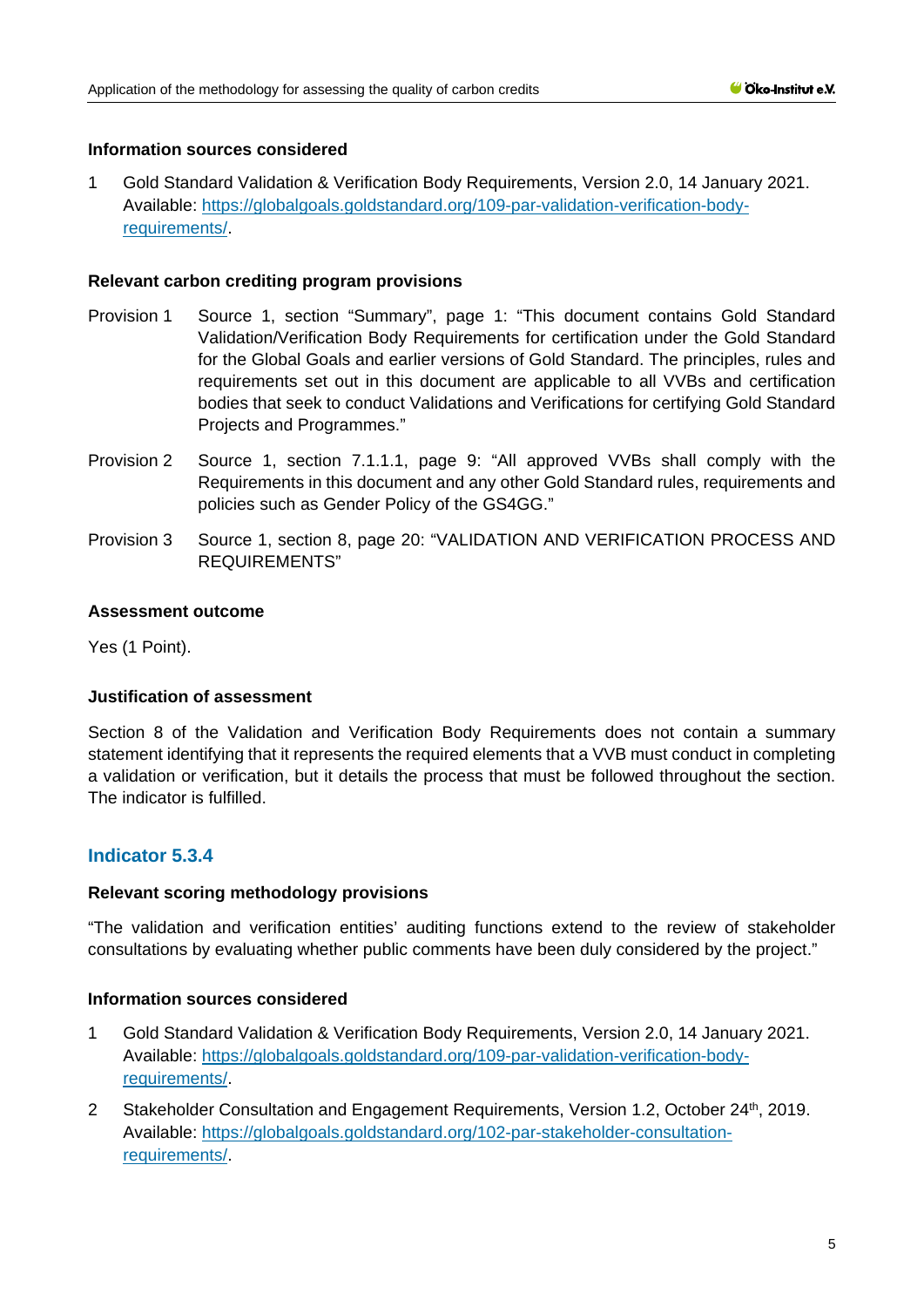#### Information sources considered

1 Gold Standard Validation & Verification Body Requirements, Version 2.0, 14 January 2021. Available: [https://globalgoals.goldstandard.org/109-par-validation-verification-body-requirements/](https://globalgoals.goldstandard.org/109-par-validation-verification-body-requirements/).

#### Relevant carbon crediting program provisions

Provision 1 Source 1, section "Summary", page 1: "This document contains Gold Standard Validation/Verification Body Requirements for certification under the Gold Standard for the Global Goals and earlier versions of Gold Standard. The principles, rules and requirements set out in this document are applicable to all VVBs and certification bodies that seek to conduct Validations and Verifications for certifying Gold Standard Projects and Programmes."

Provision 2 Source 1, section 7.1.1.1, page 9: "All approved VVBs shall comply with the Requirements in this document and any other Gold Standard rules, requirements and policies such as Gender Policy of the GS4GG."

Provision 3 Source 1, section 8, page 20: "VALIDATION AND VERIFICATION PROCESS AND REQUIREMENTS"

#### Assessment outcome

Yes (1 Point).

#### Justification of assessment

Section 8 of the Validation and Verification Body Requirements does not contain a summary statement identifying that it represents the required elements that a VVB must conduct in completing a validation or verification, but it details the process that must be followed throughout the section. The indicator is fulfilled.

### Indicator 5.3.4

#### Relevant scoring methodology provisions

"The validation and verification entities' auditing functions extend to the review of stakeholder consultations by evaluating whether public comments have been duly considered by the project."

#### Information sources considered

1 Gold Standard Validation & Verification Body Requirements, Version 2.0, 14 January 2021. Available: [https://globalgoals.goldstandard.org/109-par-validation-verification-body-requirements/](https://globalgoals.goldstandard.org/109-par-validation-verification-body-requirements/).

2 Stakeholder Consultation and Engagement Requirements, Version 1.2, October 24th, 2019. Available: [https://globalgoals.goldstandard.org/102-par-stakeholder-consultation-requirements/](https://globalgoals.goldstandard.org/102-par-stakeholder-consultation-requirements/).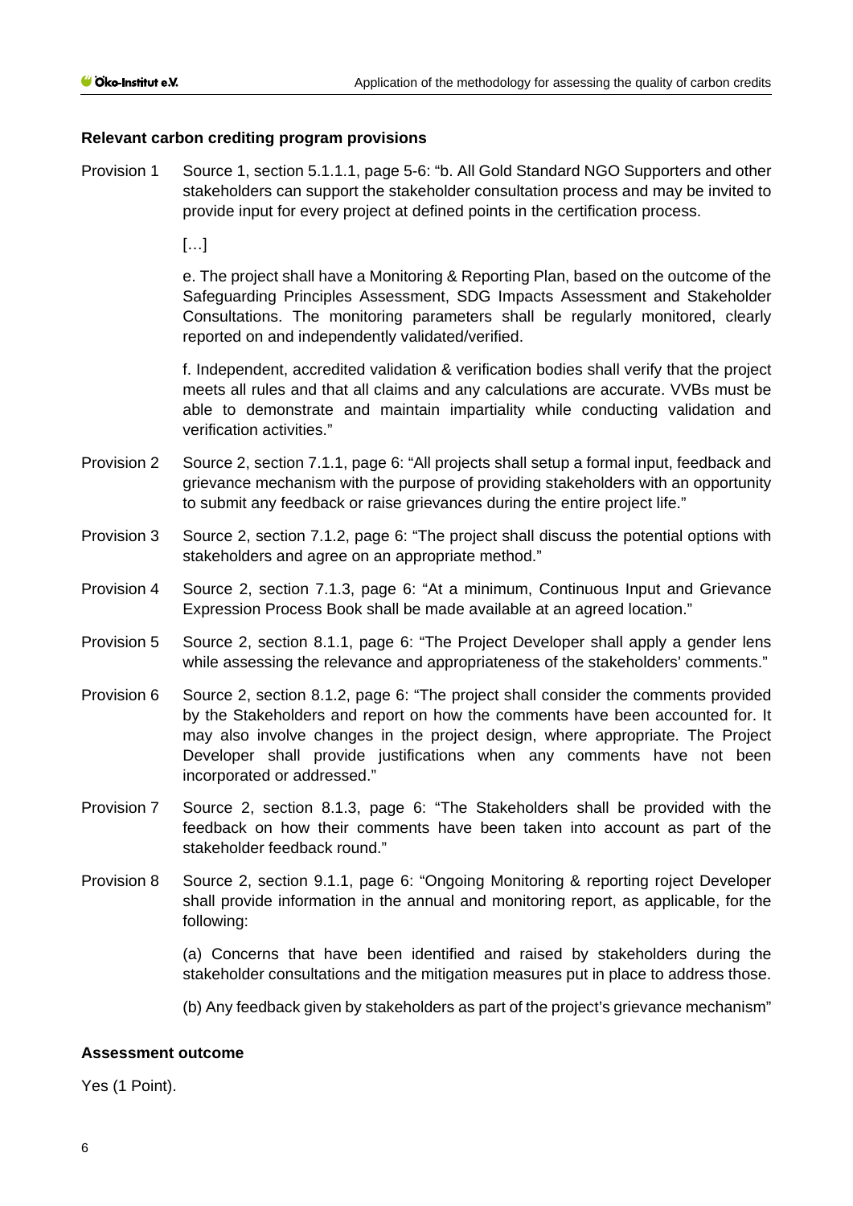**Relevant carbon crediting program provisions**

Provision 1 Source 1, section 5.1.1.1, page 5-6: "b. All Gold Standard NGO Supporters and other stakeholders can support the stakeholder consultation process and may be invited to provide input for every project at defined points in the certification process.

[…]

e. The project shall have a Monitoring & Reporting Plan, based on the outcome of the Safeguarding Principles Assessment, SDG Impacts Assessment and Stakeholder Consultations. The monitoring parameters shall be regularly monitored, clearly reported on and independently validated/verified.

f. Independent, accredited validation & verification bodies shall verify that the project meets all rules and that all claims and any calculations are accurate. VVBs must be able to demonstrate and maintain impartiality while conducting validation and verification activities."

Provision 2 Source 2, section 7.1.1, page 6: "All projects shall setup a formal input, feedback and grievance mechanism with the purpose of providing stakeholders with an opportunity to submit any feedback or raise grievances during the entire project life."

Provision 3 Source 2, section 7.1.2, page 6: "The project shall discuss the potential options with stakeholders and agree on an appropriate method."

Provision 4 Source 2, section 7.1.3, page 6: "At a minimum, Continuous Input and Grievance Expression Process Book shall be made available at an agreed location."

Provision 5 Source 2, section 8.1.1, page 6: "The Project Developer shall apply a gender lens while assessing the relevance and appropriateness of the stakeholders' comments."

Provision 6 Source 2, section 8.1.2, page 6: "The project shall consider the comments provided by the Stakeholders and report on how the comments have been accounted for. It may also involve changes in the project design, where appropriate. The Project Developer shall provide justifications when any comments have not been incorporated or addressed."

Provision 7 Source 2, section 8.1.3, page 6: "The Stakeholders shall be provided with the feedback on how their comments have been taken into account as part of the stakeholder feedback round."

Provision 8 Source 2, section 9.1.1, page 6: "Ongoing Monitoring & reporting roject Developer shall provide information in the annual and monitoring report, as applicable, for the following:

(a) Concerns that have been identified and raised by stakeholders during the stakeholder consultations and the mitigation measures put in place to address those.

(b) Any feedback given by stakeholders as part of the project's grievance mechanism"

**Assessment outcome**

Yes (1 Point).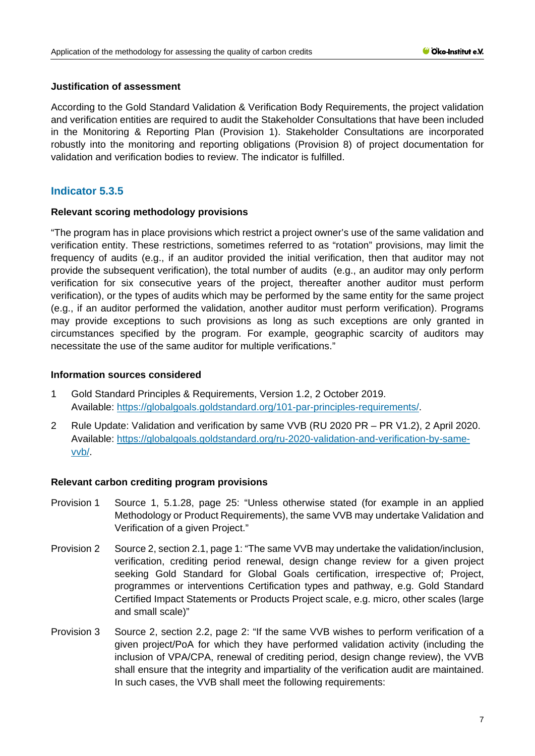#### Justification of assessment

According to the Gold Standard Validation & Verification Body Requirements, the project validation and verification entities are required to audit the Stakeholder Consultations that have been included in the Monitoring & Reporting Plan (Provision 1). Stakeholder Consultations are incorporated robustly into the monitoring and reporting obligations (Provision 8) of project documentation for validation and verification bodies to review. The indicator is fulfilled.

### Indicator 5.3.5

#### Relevant scoring methodology provisions

"The program has in place provisions which restrict a project owner's use of the same validation and verification entity. These restrictions, sometimes referred to as "rotation" provisions, may limit the frequency of audits (e.g., if an auditor provided the initial verification, then that auditor may not provide the subsequent verification), the total number of audits (e.g., an auditor may only perform verification for six consecutive years of the project, thereafter another auditor must perform verification), or the types of audits which may be performed by the same entity for the same project (e.g., if an auditor performed the validation, another auditor must perform verification). Programs may provide exceptions to such provisions as long as such exceptions are only granted in circumstances specified by the program. For example, geographic scarcity of auditors may necessitate the use of the same auditor for multiple verifications."

#### Information sources considered

1. Gold Standard Principles & Requirements, Version 1.2, 2 October 2019. Available: https://globalgoals.goldstandard.org/101-par-principles-requirements/.
2. Rule Update: Validation and verification by same VVB (RU 2020 PR – PR V1.2), 2 April 2020. Available: https://globalgoals.goldstandard.org/ru-2020-validation-and-verification-by-same-vvb/.

#### Relevant carbon crediting program provisions

Provision 1 Source 1, 5.1.28, page 25: "Unless otherwise stated (for example in an applied Methodology or Product Requirements), the same VVB may undertake Validation and Verification of a given Project."

Provision 2 Source 2, section 2.1, page 1: "The same VVB may undertake the validation/inclusion, verification, crediting period renewal, design change review for a given project seeking Gold Standard for Global Goals certification, irrespective of; Project, programmes or interventions Certification types and pathway, e.g. Gold Standard Certified Impact Statements or Products Project scale, e.g. micro, other scales (large and small scale)"

Provision 3 Source 2, section 2.2, page 2: "If the same VVB wishes to perform verification of a given project/PoA for which they have performed validation activity (including the inclusion of VPA/CPA, renewal of crediting period, design change review), the VVB shall ensure that the integrity and impartiality of the verification audit are maintained. In such cases, the VVB shall meet the following requirements: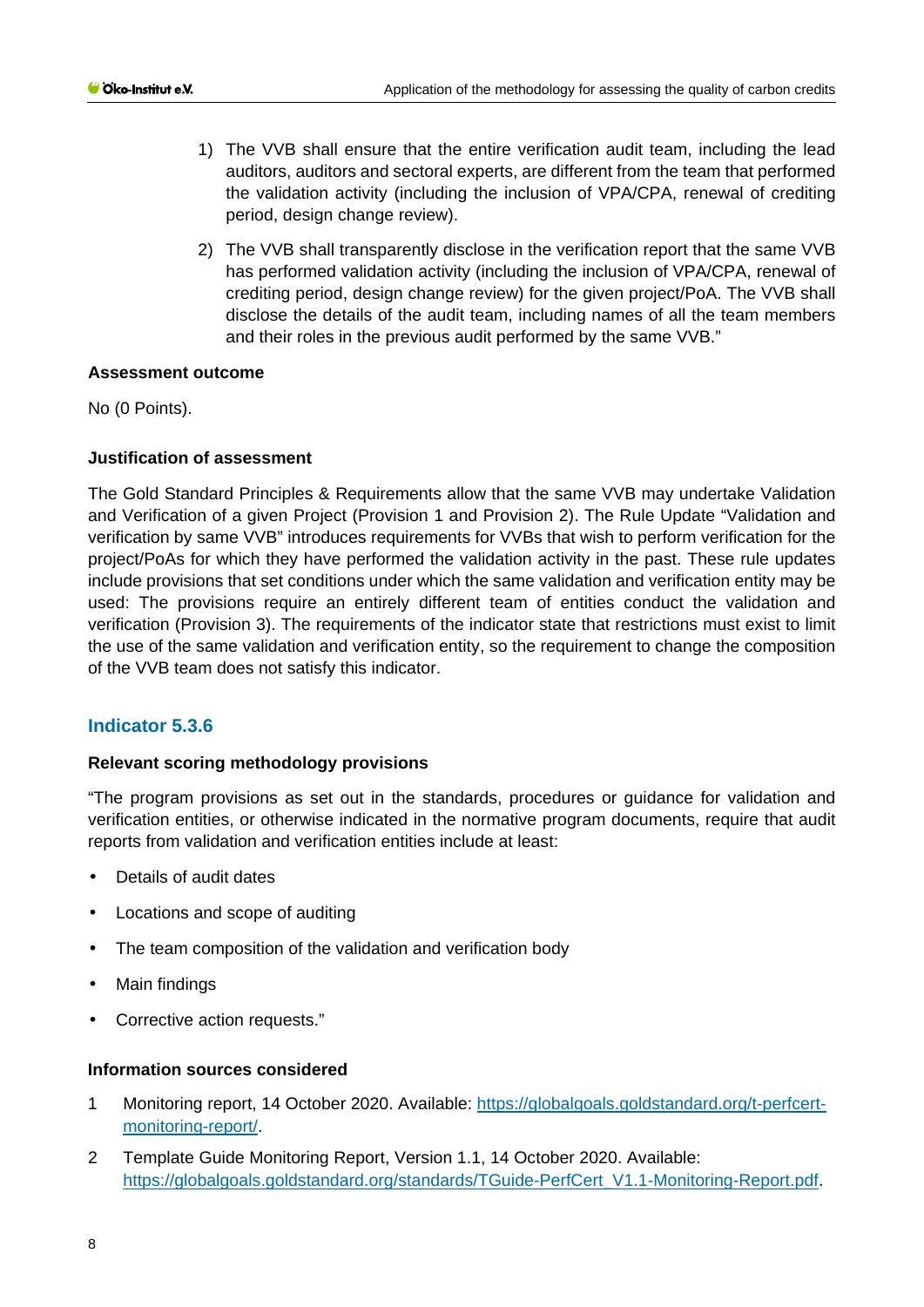1) The VVB shall ensure that the entire verification audit team, including the lead auditors, auditors and sectoral experts, are different from the team that performed the validation activity (including the inclusion of VPA/CPA, renewal of crediting period, design change review).

2) The VVB shall transparently disclose in the verification report that the same VVB has performed validation activity (including the inclusion of VPA/CPA, renewal of crediting period, design change review) for the given project/PoA. The VVB shall disclose the details of the audit team, including names of all the team members and their roles in the previous audit performed by the same VVB."

**Assessment outcome**

No (0 Points).

**Justification of assessment**

The Gold Standard Principles & Requirements allow that the same VVB may undertake Validation and Verification of a given Project (Provision 1 and Provision 2). The Rule Update "Validation and verification by same VVB" introduces requirements for VVBs that wish to perform verification for the project/PoAs for which they have performed the validation activity in the past. These rule updates include provisions that set conditions under which the same validation and verification entity may be used: The provisions require an entirely different team of entities conduct the validation and verification (Provision 3). The requirements of the indicator state that restrictions must exist to limit the use of the same validation and verification entity, so the requirement to change the composition of the VVB team does not satisfy this indicator.

## Indicator 5.3.6

**Relevant scoring methodology provisions**

"The program provisions as set out in the standards, procedures or guidance for validation and verification entities, or otherwise indicated in the normative program documents, require that audit reports from validation and verification entities include at least:

- Details of audit dates
- Locations and scope of auditing
- The team composition of the validation and verification body
- Main findings
- Corrective action requests."

**Information sources considered**

1 Monitoring report, 14 October 2020. Available: [https://globalgoals.goldstandard.org/t-perfcert-monitoring-report/](https://globalgoals.goldstandard.org/t-perfcert-monitoring-report/).

2 Template Guide Monitoring Report, Version 1.1, 14 October 2020. Available: [https://globalgoals.goldstandard.org/standards/TGuide-PerfCert_V1.1-Monitoring-Report.pdf](https://globalgoals.goldstandard.org/standards/TGuide-PerfCert_V1.1-Monitoring-Report.pdf).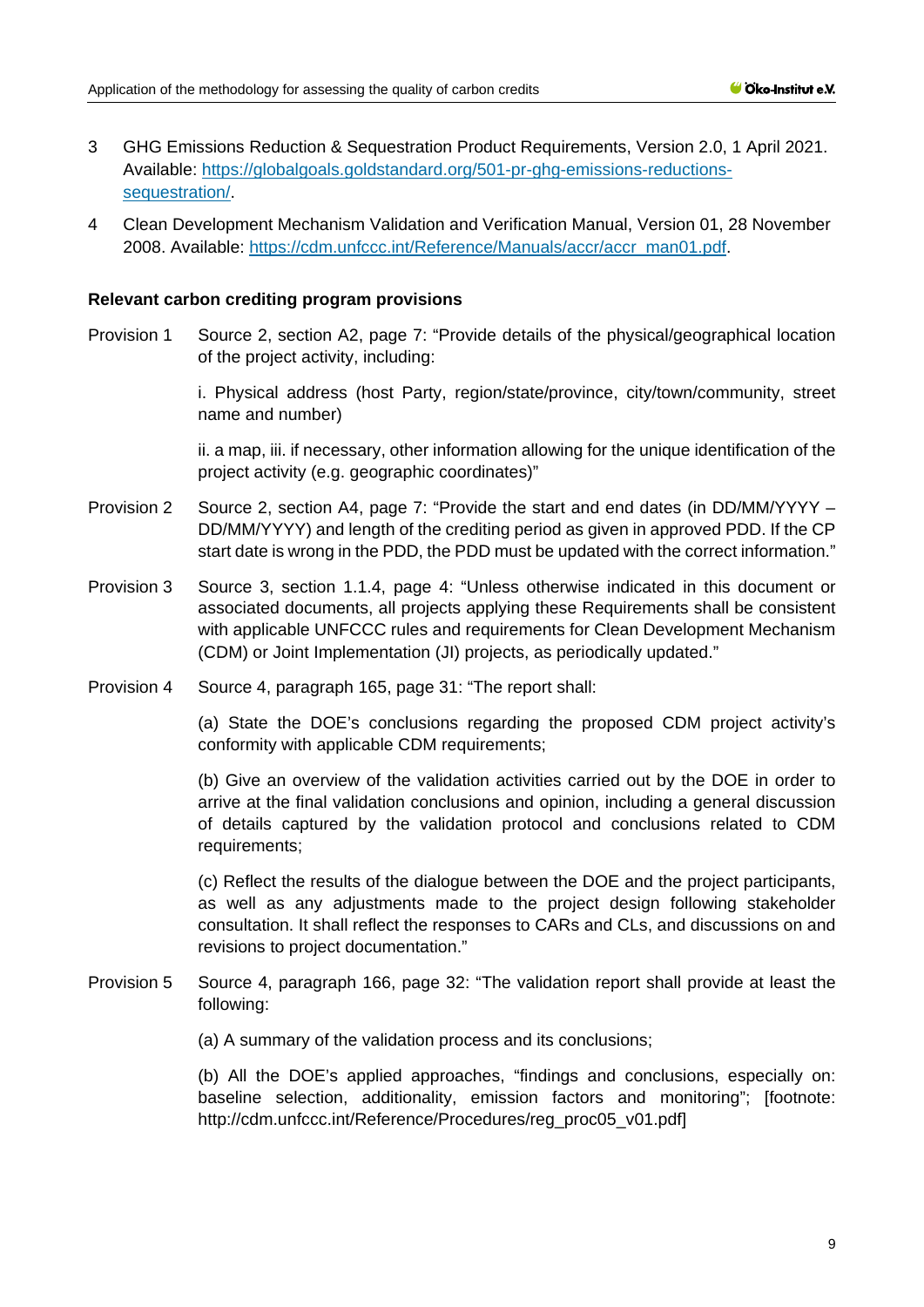3 GHG Emissions Reduction & Sequestration Product Requirements, Version 2.0, 1 April 2021. Available: https://globalgoals.goldstandard.org/501-pr-ghg-emissions-reductions-sequestration/.

4 Clean Development Mechanism Validation and Verification Manual, Version 01, 28 November 2008. Available: https://cdm.unfccc.int/Reference/Manuals/accr/accr_man01.pdf.

**Relevant carbon crediting program provisions**

Provision 1 Source 2, section A2, page 7: "Provide details of the physical/geographical location of the project activity, including:

i. Physical address (host Party, region/state/province, city/town/community, street name and number)

ii. a map, iii. if necessary, other information allowing for the unique identification of the project activity (e.g. geographic coordinates)"

Provision 2 Source 2, section A4, page 7: "Provide the start and end dates (in DD/MM/YYYY – DD/MM/YYYY) and length of the crediting period as given in approved PDD. If the CP start date is wrong in the PDD, the PDD must be updated with the correct information."

Provision 3 Source 3, section 1.1.4, page 4: "Unless otherwise indicated in this document or associated documents, all projects applying these Requirements shall be consistent with applicable UNFCCC rules and requirements for Clean Development Mechanism (CDM) or Joint Implementation (JI) projects, as periodically updated."

Provision 4 Source 4, paragraph 165, page 31: "The report shall:

(a) State the DOE's conclusions regarding the proposed CDM project activity's conformity with applicable CDM requirements;

(b) Give an overview of the validation activities carried out by the DOE in order to arrive at the final validation conclusions and opinion, including a general discussion of details captured by the validation protocol and conclusions related to CDM requirements;

(c) Reflect the results of the dialogue between the DOE and the project participants, as well as any adjustments made to the project design following stakeholder consultation. It shall reflect the responses to CARs and CLs, and discussions on and revisions to project documentation."

Provision 5 Source 4, paragraph 166, page 32: "The validation report shall provide at least the following:

(a) A summary of the validation process and its conclusions;

(b) All the DOE's applied approaches, "findings and conclusions, especially on: baseline selection, additionality, emission factors and monitoring"; [footnote: http://cdm.unfccc.int/Reference/Procedures/reg_proc05_v01.pdf]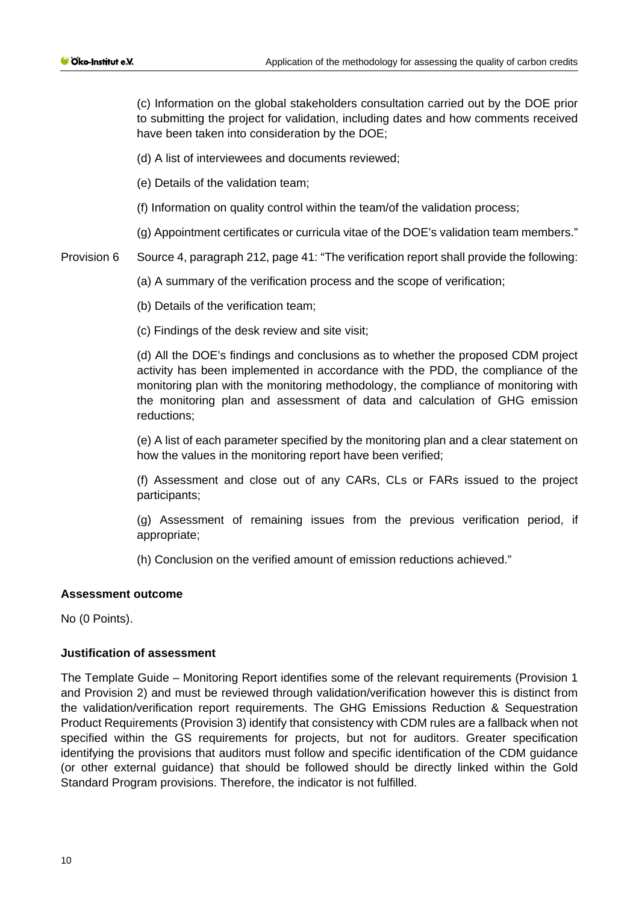(c) Information on the global stakeholders consultation carried out by the DOE prior to submitting the project for validation, including dates and how comments received have been taken into consideration by the DOE;

(d) A list of interviewees and documents reviewed;

(e) Details of the validation team;

(f) Information on quality control within the team/of the validation process;

(g) Appointment certificates or curricula vitae of the DOE's validation team members."

Provision 6 Source 4, paragraph 212, page 41: "The verification report shall provide the following:

(a) A summary of the verification process and the scope of verification;

(b) Details of the verification team;

(c) Findings of the desk review and site visit;

(d) All the DOE's findings and conclusions as to whether the proposed CDM project activity has been implemented in accordance with the PDD, the compliance of the monitoring plan with the monitoring methodology, the compliance of monitoring with the monitoring plan and assessment of data and calculation of GHG emission reductions;

(e) A list of each parameter specified by the monitoring plan and a clear statement on how the values in the monitoring report have been verified;

(f) Assessment and close out of any CARs, CLs or FARs issued to the project participants;

(g) Assessment of remaining issues from the previous verification period, if appropriate;

(h) Conclusion on the verified amount of emission reductions achieved."

**Assessment outcome**

No (0 Points).

**Justification of assessment**

The Template Guide – Monitoring Report identifies some of the relevant requirements (Provision 1 and Provision 2) and must be reviewed through validation/verification however this is distinct from the validation/verification report requirements. The GHG Emissions Reduction & Sequestration Product Requirements (Provision 3) identify that consistency with CDM rules are a fallback when not specified within the GS requirements for projects, but not for auditors. Greater specification identifying the provisions that auditors must follow and specific identification of the CDM guidance (or other external guidance) that should be followed should be directly linked within the Gold Standard Program provisions. Therefore, the indicator is not fulfilled.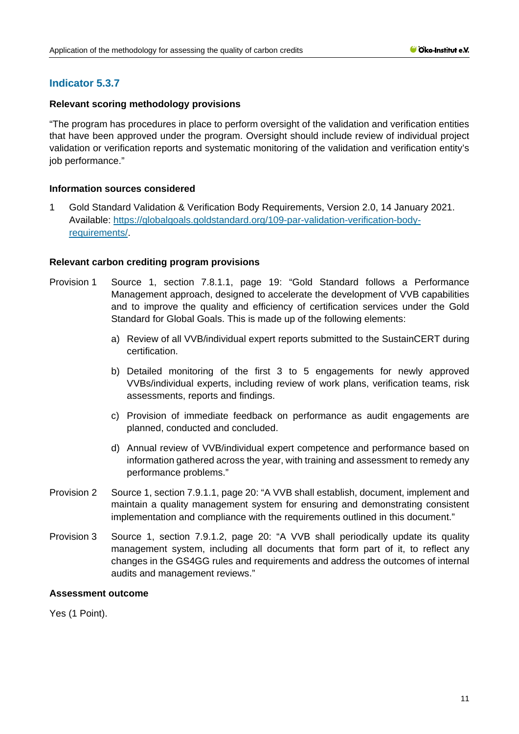## Indicator 5.3.7

**Relevant scoring methodology provisions**

"The program has procedures in place to perform oversight of the validation and verification entities that have been approved under the program. Oversight should include review of individual project validation or verification reports and systematic monitoring of the validation and verification entity's job performance."

**Information sources considered**

1 Gold Standard Validation & Verification Body Requirements, Version 2.0, 14 January 2021. Available: [https://globalgoals.goldstandard.org/109-par-validation-verification-body-requirements/](https://globalgoals.goldstandard.org/109-par-validation-verification-body-requirements/).

**Relevant carbon crediting program provisions**

Provision 1 Source 1, section 7.8.1.1, page 19: "Gold Standard follows a Performance Management approach, designed to accelerate the development of VVB capabilities and to improve the quality and efficiency of certification services under the Gold Standard for Global Goals. This is made up of the following elements:

a) Review of all VVB/individual expert reports submitted to the SustainCERT during certification.

b) Detailed monitoring of the first 3 to 5 engagements for newly approved VVBs/individual experts, including review of work plans, verification teams, risk assessments, reports and findings.

c) Provision of immediate feedback on performance as audit engagements are planned, conducted and concluded.

d) Annual review of VVB/individual expert competence and performance based on information gathered across the year, with training and assessment to remedy any performance problems."

Provision 2 Source 1, section 7.9.1.1, page 20: "A VVB shall establish, document, implement and maintain a quality management system for ensuring and demonstrating consistent implementation and compliance with the requirements outlined in this document."

Provision 3 Source 1, section 7.9.1.2, page 20: "A VVB shall periodically update its quality management system, including all documents that form part of it, to reflect any changes in the GS4GG rules and requirements and address the outcomes of internal audits and management reviews."

**Assessment outcome**

Yes (1 Point).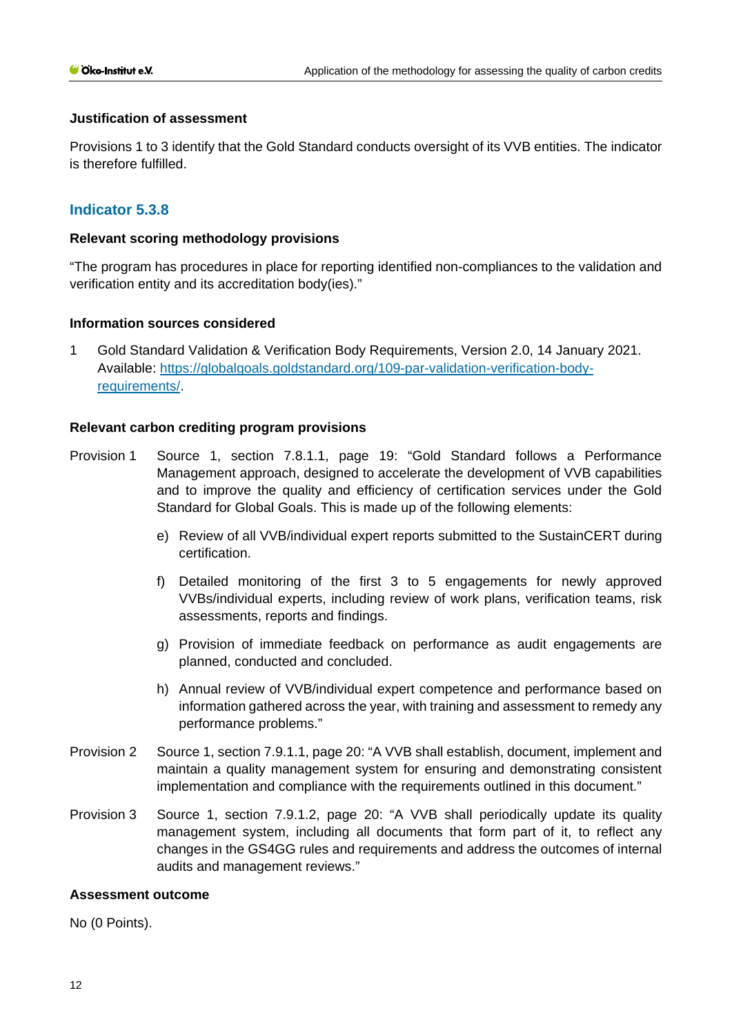#### Justification of assessment

Provisions 1 to 3 identify that the Gold Standard conducts oversight of its VVB entities. The indicator is therefore fulfilled.

### Indicator 5.3.8

#### Relevant scoring methodology provisions

"The program has procedures in place for reporting identified non-compliances to the validation and verification entity and its accreditation body(ies)."

#### Information sources considered

1 Gold Standard Validation & Verification Body Requirements, Version 2.0, 14 January 2021. Available: [https://globalgoals.goldstandard.org/109-par-validation-verification-body-requirements/](https://globalgoals.goldstandard.org/109-par-validation-verification-body-requirements/).

#### Relevant carbon crediting program provisions

Provision 1 Source 1, section 7.8.1.1, page 19: "Gold Standard follows a Performance Management approach, designed to accelerate the development of VVB capabilities and to improve the quality and efficiency of certification services under the Gold Standard for Global Goals. This is made up of the following elements:

e) Review of all VVB/individual expert reports submitted to the SustainCERT during certification.

f) Detailed monitoring of the first 3 to 5 engagements for newly approved VVBs/individual experts, including review of work plans, verification teams, risk assessments, reports and findings.

g) Provision of immediate feedback on performance as audit engagements are planned, conducted and concluded.

h) Annual review of VVB/individual expert competence and performance based on information gathered across the year, with training and assessment to remedy any performance problems."

Provision 2 Source 1, section 7.9.1.1, page 20: "A VVB shall establish, document, implement and maintain a quality management system for ensuring and demonstrating consistent implementation and compliance with the requirements outlined in this document."

Provision 3 Source 1, section 7.9.1.2, page 20: "A VVB shall periodically update its quality management system, including all documents that form part of it, to reflect any changes in the GS4GG rules and requirements and address the outcomes of internal audits and management reviews."

#### Assessment outcome

No (0 Points).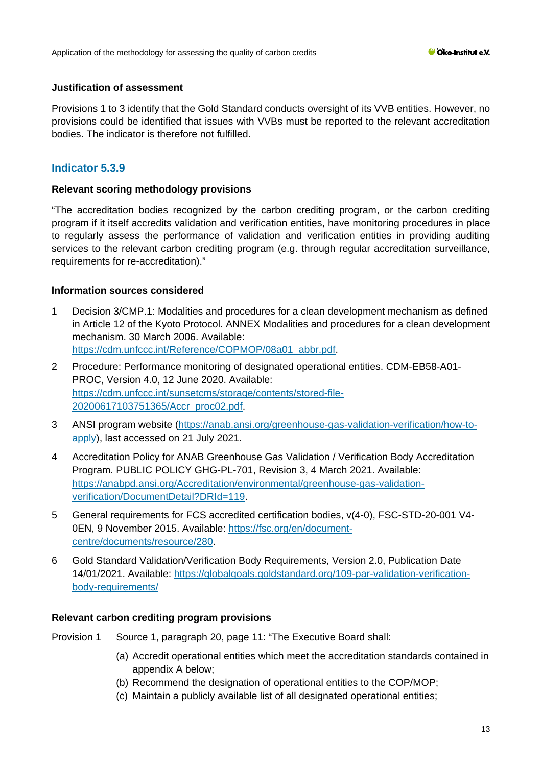**Justification of assessment**

Provisions 1 to 3 identify that the Gold Standard conducts oversight of its VVB entities. However, no provisions could be identified that issues with VVBs must be reported to the relevant accreditation bodies. The indicator is therefore not fulfilled.

## Indicator 5.3.9

**Relevant scoring methodology provisions**

"The accreditation bodies recognized by the carbon crediting program, or the carbon crediting program if it itself accredits validation and verification entities, have monitoring procedures in place to regularly assess the performance of validation and verification entities in providing auditing services to the relevant carbon crediting program (e.g. through regular accreditation surveillance, requirements for re-accreditation)."

**Information sources considered**

1. Decision 3/CMP.1: Modalities and procedures for a clean development mechanism as defined in Article 12 of the Kyoto Protocol. ANNEX Modalities and procedures for a clean development mechanism. 30 March 2006. Available: https://cdm.unfccc.int/Reference/COPMOP/08a01_abbr.pdf.
2. Procedure: Performance monitoring of designated operational entities. CDM-EB58-A01-PROC, Version 4.0, 12 June 2020. Available: https://cdm.unfccc.int/sunsetcms/storage/contents/stored-file-20200617103751365/Accr_proc02.pdf.
3. ANSI program website (https://anab.ansi.org/greenhouse-gas-validation-verification/how-to-apply), last accessed on 21 July 2021.
4. Accreditation Policy for ANAB Greenhouse Gas Validation / Verification Body Accreditation Program. PUBLIC POLICY GHG-PL-701, Revision 3, 4 March 2021. Available: https://anabpd.ansi.org/Accreditation/environmental/greenhouse-gas-validation-verification/DocumentDetail?DRId=119.
5. General requirements for FCS accredited certification bodies, v(4-0), FSC-STD-20-001 V4-0EN, 9 November 2015. Available: https://fsc.org/en/document-centre/documents/resource/280.
6. Gold Standard Validation/Verification Body Requirements, Version 2.0, Publication Date 14/01/2021. Available: https://globalgoals.goldstandard.org/109-par-validation-verification-body-requirements/

**Relevant carbon crediting program provisions**

Provision 1 Source 1, paragraph 20, page 11: "The Executive Board shall:

(a) Accredit operational entities which meet the accreditation standards contained in appendix A below;
(b) Recommend the designation of operational entities to the COP/MOP;
(c) Maintain a publicly available list of all designated operational entities;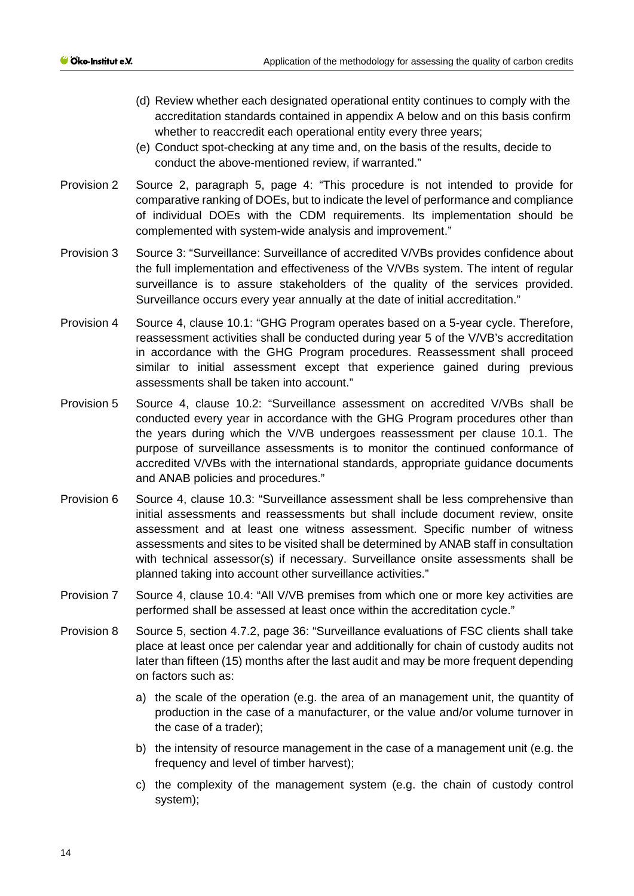(d) Review whether each designated operational entity continues to comply with the accreditation standards contained in appendix A below and on this basis confirm whether to reaccredit each operational entity every three years;

(e) Conduct spot-checking at any time and, on the basis of the results, decide to conduct the above-mentioned review, if warranted."

Provision 2 Source 2, paragraph 5, page 4: "This procedure is not intended to provide for comparative ranking of DOEs, but to indicate the level of performance and compliance of individual DOEs with the CDM requirements. Its implementation should be complemented with system-wide analysis and improvement."

Provision 3 Source 3: "Surveillance: Surveillance of accredited V/VBs provides confidence about the full implementation and effectiveness of the V/VBs system. The intent of regular surveillance is to assure stakeholders of the quality of the services provided. Surveillance occurs every year annually at the date of initial accreditation."

Provision 4 Source 4, clause 10.1: "GHG Program operates based on a 5-year cycle. Therefore, reassessment activities shall be conducted during year 5 of the V/VB's accreditation in accordance with the GHG Program procedures. Reassessment shall proceed similar to initial assessment except that experience gained during previous assessments shall be taken into account."

Provision 5 Source 4, clause 10.2: "Surveillance assessment on accredited V/VBs shall be conducted every year in accordance with the GHG Program procedures other than the years during which the V/VB undergoes reassessment per clause 10.1. The purpose of surveillance assessments is to monitor the continued conformance of accredited V/VBs with the international standards, appropriate guidance documents and ANAB policies and procedures."

Provision 6 Source 4, clause 10.3: "Surveillance assessment shall be less comprehensive than initial assessments and reassessments but shall include document review, onsite assessment and at least one witness assessment. Specific number of witness assessments and sites to be visited shall be determined by ANAB staff in consultation with technical assessor(s) if necessary. Surveillance onsite assessments shall be planned taking into account other surveillance activities."

Provision 7 Source 4, clause 10.4: "All V/VB premises from which one or more key activities are performed shall be assessed at least once within the accreditation cycle."

Provision 8 Source 5, section 4.7.2, page 36: "Surveillance evaluations of FSC clients shall take place at least once per calendar year and additionally for chain of custody audits not later than fifteen (15) months after the last audit and may be more frequent depending on factors such as:

a) the scale of the operation (e.g. the area of an management unit, the quantity of production in the case of a manufacturer, or the value and/or volume turnover in the case of a trader);

b) the intensity of resource management in the case of a management unit (e.g. the frequency and level of timber harvest);

c) the complexity of the management system (e.g. the chain of custody control system);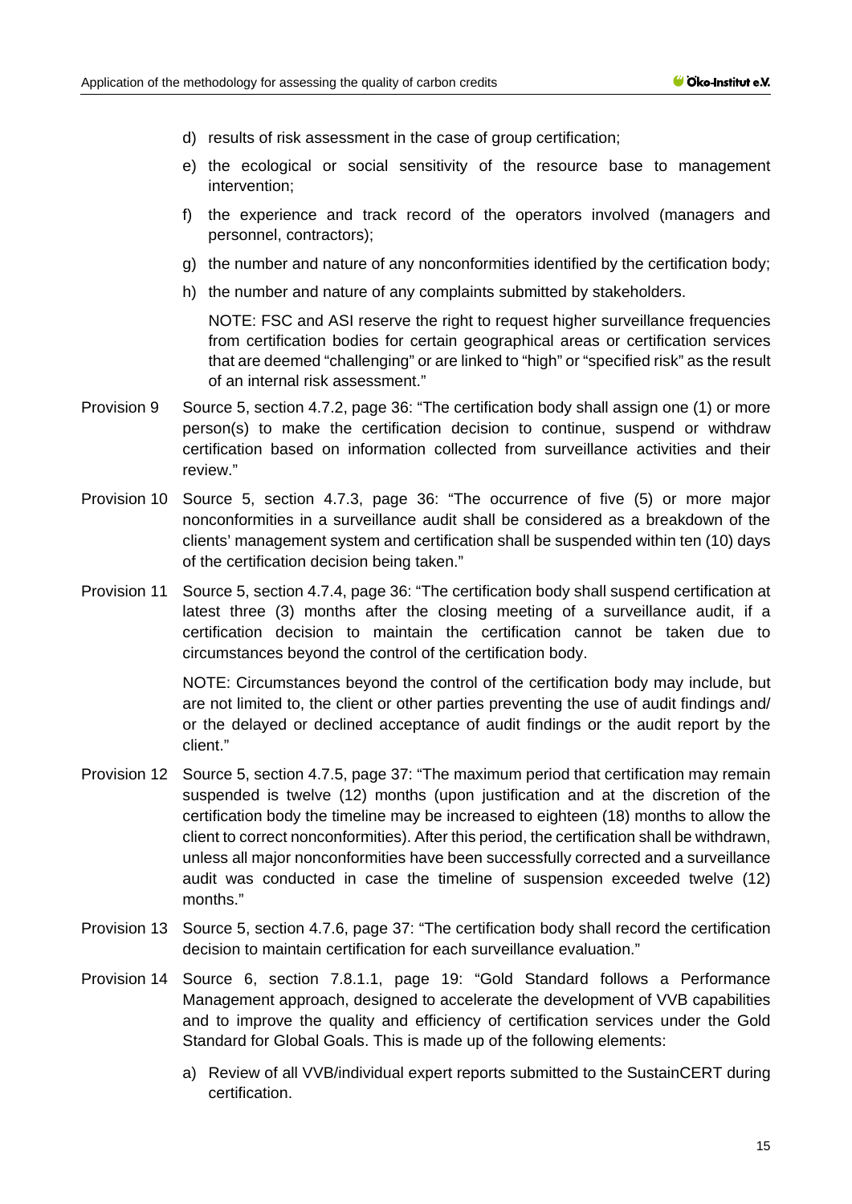d) results of risk assessment in the case of group certification;

e) the ecological or social sensitivity of the resource base to management intervention;

f) the experience and track record of the operators involved (managers and personnel, contractors);

g) the number and nature of any nonconformities identified by the certification body;

h) the number and nature of any complaints submitted by stakeholders.

NOTE: FSC and ASI reserve the right to request higher surveillance frequencies from certification bodies for certain geographical areas or certification services that are deemed "challenging" or are linked to "high" or "specified risk" as the result of an internal risk assessment."

Provision 9 Source 5, section 4.7.2, page 36: "The certification body shall assign one (1) or more person(s) to make the certification decision to continue, suspend or withdraw certification based on information collected from surveillance activities and their review."

Provision 10 Source 5, section 4.7.3, page 36: "The occurrence of five (5) or more major nonconformities in a surveillance audit shall be considered as a breakdown of the clients' management system and certification shall be suspended within ten (10) days of the certification decision being taken."

Provision 11 Source 5, section 4.7.4, page 36: "The certification body shall suspend certification at latest three (3) months after the closing meeting of a surveillance audit, if a certification decision to maintain the certification cannot be taken due to circumstances beyond the control of the certification body.

NOTE: Circumstances beyond the control of the certification body may include, but are not limited to, the client or other parties preventing the use of audit findings and/ or the delayed or declined acceptance of audit findings or the audit report by the client."

Provision 12 Source 5, section 4.7.5, page 37: "The maximum period that certification may remain suspended is twelve (12) months (upon justification and at the discretion of the certification body the timeline may be increased to eighteen (18) months to allow the client to correct nonconformities). After this period, the certification shall be withdrawn, unless all major nonconformities have been successfully corrected and a surveillance audit was conducted in case the timeline of suspension exceeded twelve (12) months."

Provision 13 Source 5, section 4.7.6, page 37: "The certification body shall record the certification decision to maintain certification for each surveillance evaluation."

Provision 14 Source 6, section 7.8.1.1, page 19: "Gold Standard follows a Performance Management approach, designed to accelerate the development of VVB capabilities and to improve the quality and efficiency of certification services under the Gold Standard for Global Goals. This is made up of the following elements:

a) Review of all VVB/individual expert reports submitted to the SustainCERT during certification.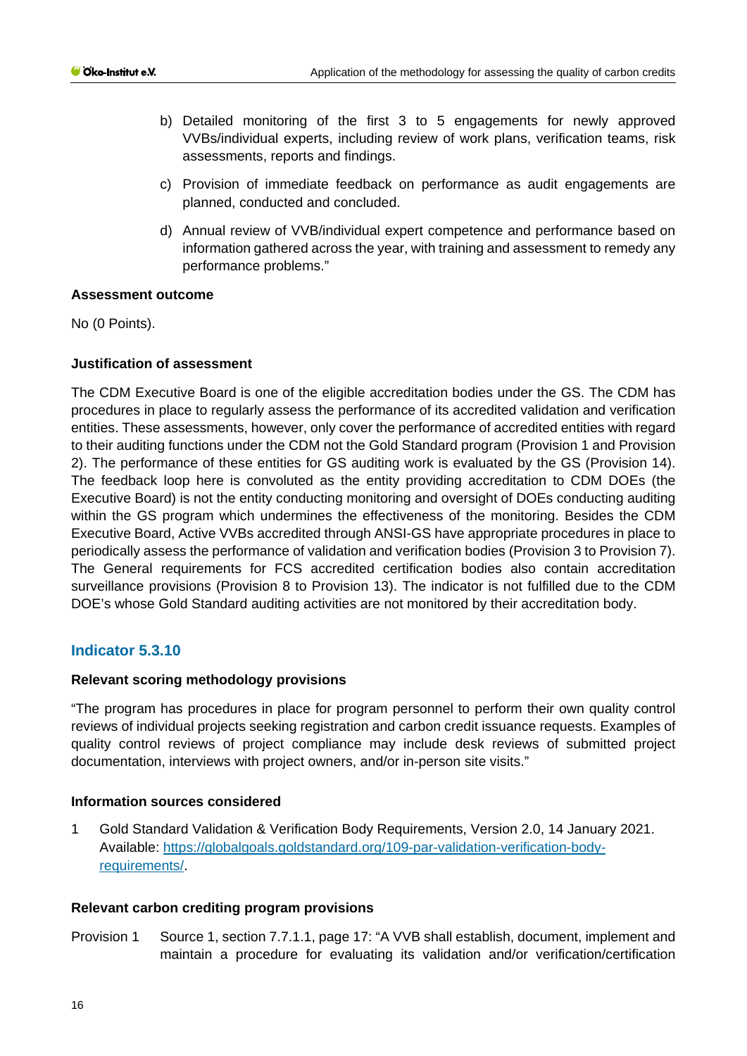b) Detailed monitoring of the first 3 to 5 engagements for newly approved VVBs/individual experts, including review of work plans, verification teams, risk assessments, reports and findings.

c) Provision of immediate feedback on performance as audit engagements are planned, conducted and concluded.

d) Annual review of VVB/individual expert competence and performance based on information gathered across the year, with training and assessment to remedy any performance problems."

**Assessment outcome**

No (0 Points).

**Justification of assessment**

The CDM Executive Board is one of the eligible accreditation bodies under the GS. The CDM has procedures in place to regularly assess the performance of its accredited validation and verification entities. These assessments, however, only cover the performance of accredited entities with regard to their auditing functions under the CDM not the Gold Standard program (Provision 1 and Provision 2). The performance of these entities for GS auditing work is evaluated by the GS (Provision 14). The feedback loop here is convoluted as the entity providing accreditation to CDM DOEs (the Executive Board) is not the entity conducting monitoring and oversight of DOEs conducting auditing within the GS program which undermines the effectiveness of the monitoring. Besides the CDM Executive Board, Active VVBs accredited through ANSI-GS have appropriate procedures in place to periodically assess the performance of validation and verification bodies (Provision 3 to Provision 7). The General requirements for FCS accredited certification bodies also contain accreditation surveillance provisions (Provision 8 to Provision 13). The indicator is not fulfilled due to the CDM DOE's whose Gold Standard auditing activities are not monitored by their accreditation body.

## Indicator 5.3.10

**Relevant scoring methodology provisions**

"The program has procedures in place for program personnel to perform their own quality control reviews of individual projects seeking registration and carbon credit issuance requests. Examples of quality control reviews of project compliance may include desk reviews of submitted project documentation, interviews with project owners, and/or in-person site visits."

**Information sources considered**

1 Gold Standard Validation & Verification Body Requirements, Version 2.0, 14 January 2021. Available: https://globalgoals.goldstandard.org/109-par-validation-verification-body-requirements/.

**Relevant carbon crediting program provisions**

Provision 1 Source 1, section 7.7.1.1, page 17: "A VVB shall establish, document, implement and maintain a procedure for evaluating its validation and/or verification/certification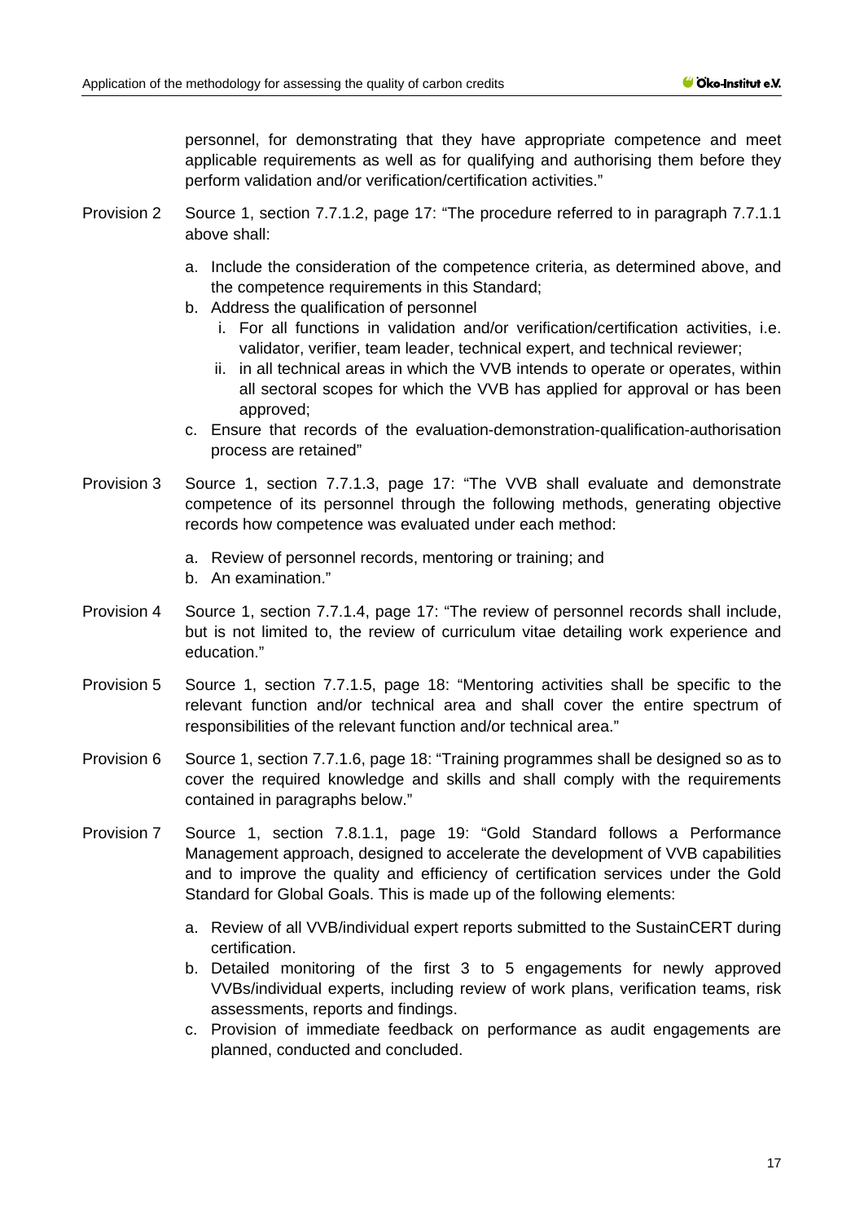personnel, for demonstrating that they have appropriate competence and meet applicable requirements as well as for qualifying and authorising them before they perform validation and/or verification/certification activities."

Provision 2 Source 1, section 7.7.1.2, page 17: "The procedure referred to in paragraph 7.7.1.1 above shall:

a. Include the consideration of the competence criteria, as determined above, and the competence requirements in this Standard;
b. Address the qualification of personnel
   i. For all functions in validation and/or verification/certification activities, i.e. validator, verifier, team leader, technical expert, and technical reviewer;
   ii. in all technical areas in which the VVB intends to operate or operates, within all sectoral scopes for which the VVB has applied for approval or has been approved;
c. Ensure that records of the evaluation-demonstration-qualification-authorisation process are retained"

Provision 3 Source 1, section 7.7.1.3, page 17: "The VVB shall evaluate and demonstrate competence of its personnel through the following methods, generating objective records how competence was evaluated under each method:

a. Review of personnel records, mentoring or training; and
b. An examination."

Provision 4 Source 1, section 7.7.1.4, page 17: "The review of personnel records shall include, but is not limited to, the review of curriculum vitae detailing work experience and education."

Provision 5 Source 1, section 7.7.1.5, page 18: "Mentoring activities shall be specific to the relevant function and/or technical area and shall cover the entire spectrum of responsibilities of the relevant function and/or technical area."

Provision 6 Source 1, section 7.7.1.6, page 18: "Training programmes shall be designed so as to cover the required knowledge and skills and shall comply with the requirements contained in paragraphs below."

Provision 7 Source 1, section 7.8.1.1, page 19: "Gold Standard follows a Performance Management approach, designed to accelerate the development of VVB capabilities and to improve the quality and efficiency of certification services under the Gold Standard for Global Goals. This is made up of the following elements:

a. Review of all VVB/individual expert reports submitted to the SustainCERT during certification.
b. Detailed monitoring of the first 3 to 5 engagements for newly approved VVBs/individual experts, including review of work plans, verification teams, risk assessments, reports and findings.
c. Provision of immediate feedback on performance as audit engagements are planned, conducted and concluded.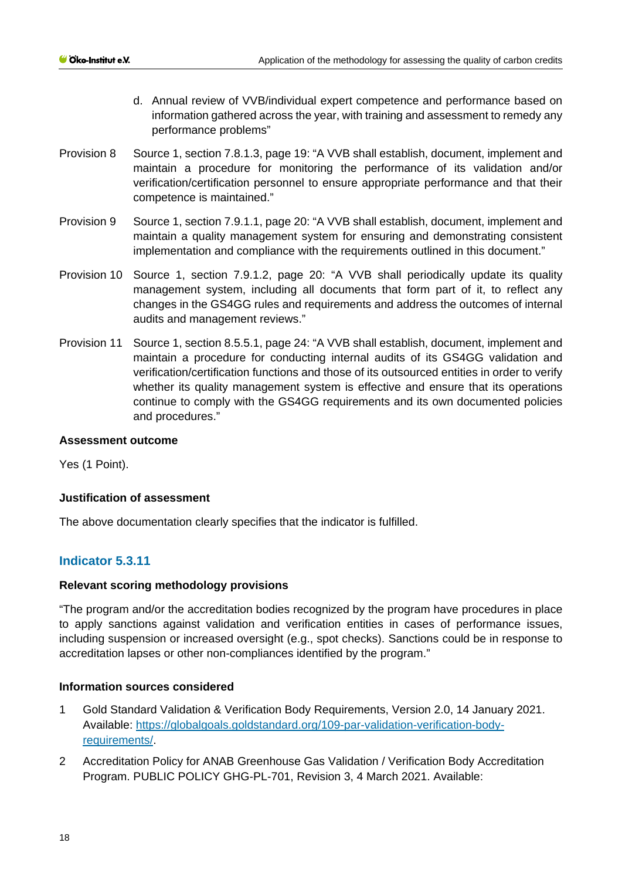d. Annual review of VVB/individual expert competence and performance based on information gathered across the year, with training and assessment to remedy any performance problems"

Provision 8 Source 1, section 7.8.1.3, page 19: "A VVB shall establish, document, implement and maintain a procedure for monitoring the performance of its validation and/or verification/certification personnel to ensure appropriate performance and that their competence is maintained."

Provision 9 Source 1, section 7.9.1.1, page 20: "A VVB shall establish, document, implement and maintain a quality management system for ensuring and demonstrating consistent implementation and compliance with the requirements outlined in this document."

Provision 10 Source 1, section 7.9.1.2, page 20: "A VVB shall periodically update its quality management system, including all documents that form part of it, to reflect any changes in the GS4GG rules and requirements and address the outcomes of internal audits and management reviews."

Provision 11 Source 1, section 8.5.5.1, page 24: "A VVB shall establish, document, implement and maintain a procedure for conducting internal audits of its GS4GG validation and verification/certification functions and those of its outsourced entities in order to verify whether its quality management system is effective and ensure that its operations continue to comply with the GS4GG requirements and its own documented policies and procedures."

**Assessment outcome**

Yes (1 Point).

**Justification of assessment**

The above documentation clearly specifies that the indicator is fulfilled.

## Indicator 5.3.11

**Relevant scoring methodology provisions**

"The program and/or the accreditation bodies recognized by the program have procedures in place to apply sanctions against validation and verification entities in cases of performance issues, including suspension or increased oversight (e.g., spot checks). Sanctions could be in response to accreditation lapses or other non-compliances identified by the program."

**Information sources considered**

1. Gold Standard Validation & Verification Body Requirements, Version 2.0, 14 January 2021. Available: https://globalgoals.goldstandard.org/109-par-validation-verification-body-requirements/.
2. Accreditation Policy for ANAB Greenhouse Gas Validation / Verification Body Accreditation Program. PUBLIC POLICY GHG-PL-701, Revision 3, 4 March 2021. Available: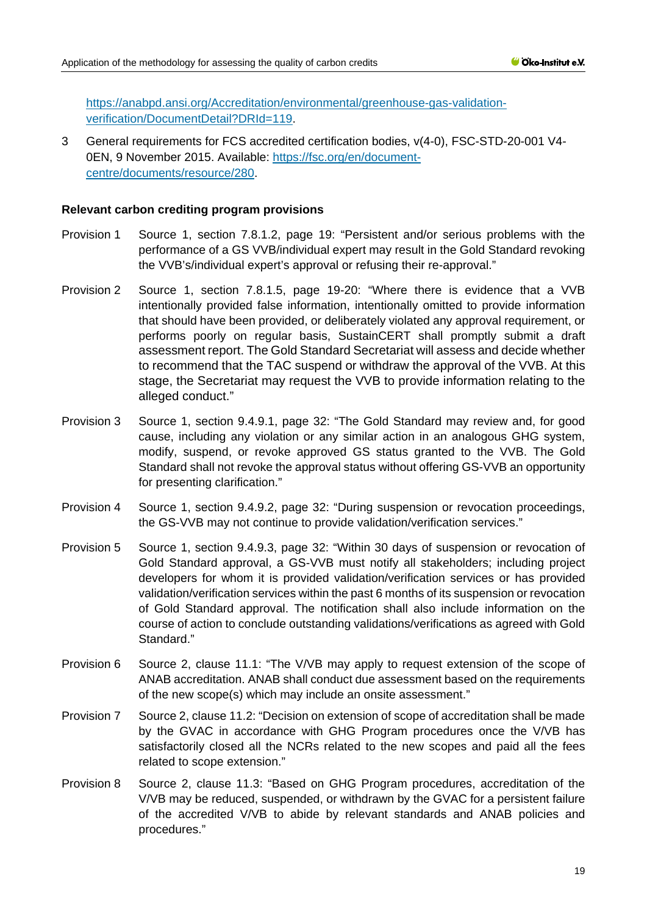https://anabpd.ansi.org/Accreditation/environmental/greenhouse-gas-validation-verification/DocumentDetail?DRId=119.

3 General requirements for FCS accredited certification bodies, v(4-0), FSC-STD-20-001 V4-0EN, 9 November 2015. Available: https://fsc.org/en/document-centre/documents/resource/280.

**Relevant carbon crediting program provisions**

Provision 1 Source 1, section 7.8.1.2, page 19: "Persistent and/or serious problems with the performance of a GS VVB/individual expert may result in the Gold Standard revoking the VVB's/individual expert's approval or refusing their re-approval."

Provision 2 Source 1, section 7.8.1.5, page 19-20: "Where there is evidence that a VVB intentionally provided false information, intentionally omitted to provide information that should have been provided, or deliberately violated any approval requirement, or performs poorly on regular basis, SustainCERT shall promptly submit a draft assessment report. The Gold Standard Secretariat will assess and decide whether to recommend that the TAC suspend or withdraw the approval of the VVB. At this stage, the Secretariat may request the VVB to provide information relating to the alleged conduct."

Provision 3 Source 1, section 9.4.9.1, page 32: "The Gold Standard may review and, for good cause, including any violation or any similar action in an analogous GHG system, modify, suspend, or revoke approved GS status granted to the VVB. The Gold Standard shall not revoke the approval status without offering GS-VVB an opportunity for presenting clarification."

Provision 4 Source 1, section 9.4.9.2, page 32: "During suspension or revocation proceedings, the GS-VVB may not continue to provide validation/verification services."

Provision 5 Source 1, section 9.4.9.3, page 32: "Within 30 days of suspension or revocation of Gold Standard approval, a GS-VVB must notify all stakeholders; including project developers for whom it is provided validation/verification services or has provided validation/verification services within the past 6 months of its suspension or revocation of Gold Standard approval. The notification shall also include information on the course of action to conclude outstanding validations/verifications as agreed with Gold Standard."

Provision 6 Source 2, clause 11.1: "The V/VB may apply to request extension of the scope of ANAB accreditation. ANAB shall conduct due assessment based on the requirements of the new scope(s) which may include an onsite assessment."

Provision 7 Source 2, clause 11.2: "Decision on extension of scope of accreditation shall be made by the GVAC in accordance with GHG Program procedures once the V/VB has satisfactorily closed all the NCRs related to the new scopes and paid all the fees related to scope extension."

Provision 8 Source 2, clause 11.3: "Based on GHG Program procedures, accreditation of the V/VB may be reduced, suspended, or withdrawn by the GVAC for a persistent failure of the accredited V/VB to abide by relevant standards and ANAB policies and procedures."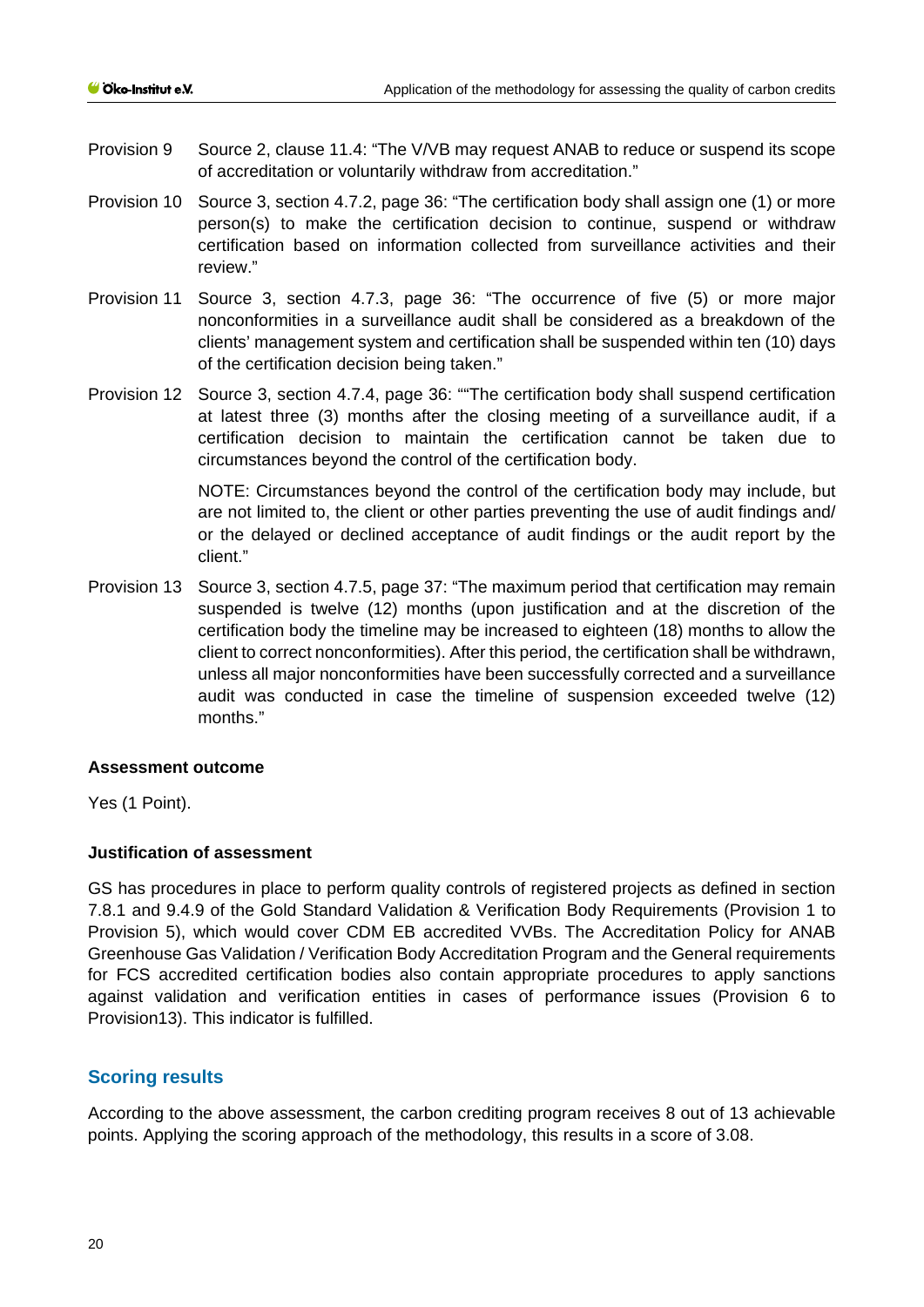Provision 9 Source 2, clause 11.4: "The V/VB may request ANAB to reduce or suspend its scope of accreditation or voluntarily withdraw from accreditation."

Provision 10 Source 3, section 4.7.2, page 36: "The certification body shall assign one (1) or more person(s) to make the certification decision to continue, suspend or withdraw certification based on information collected from surveillance activities and their review."

Provision 11 Source 3, section 4.7.3, page 36: "The occurrence of five (5) or more major nonconformities in a surveillance audit shall be considered as a breakdown of the clients' management system and certification shall be suspended within ten (10) days of the certification decision being taken."

Provision 12 Source 3, section 4.7.4, page 36: ""The certification body shall suspend certification at latest three (3) months after the closing meeting of a surveillance audit, if a certification decision to maintain the certification cannot be taken due to circumstances beyond the control of the certification body.

NOTE: Circumstances beyond the control of the certification body may include, but are not limited to, the client or other parties preventing the use of audit findings and/ or the delayed or declined acceptance of audit findings or the audit report by the client."

Provision 13 Source 3, section 4.7.5, page 37: "The maximum period that certification may remain suspended is twelve (12) months (upon justification and at the discretion of the certification body the timeline may be increased to eighteen (18) months to allow the client to correct nonconformities). After this period, the certification shall be withdrawn, unless all major nonconformities have been successfully corrected and a surveillance audit was conducted in case the timeline of suspension exceeded twelve (12) months."

**Assessment outcome**

Yes (1 Point).

**Justification of assessment**

GS has procedures in place to perform quality controls of registered projects as defined in section 7.8.1 and 9.4.9 of the Gold Standard Validation & Verification Body Requirements (Provision 1 to Provision 5), which would cover CDM EB accredited VVBs. The Accreditation Policy for ANAB Greenhouse Gas Validation / Verification Body Accreditation Program and the General requirements for FCS accredited certification bodies also contain appropriate procedures to apply sanctions against validation and verification entities in cases of performance issues (Provision 6 to Provision13). This indicator is fulfilled.

## Scoring results

According to the above assessment, the carbon crediting program receives 8 out of 13 achievable points. Applying the scoring approach of the methodology, this results in a score of 3.08.